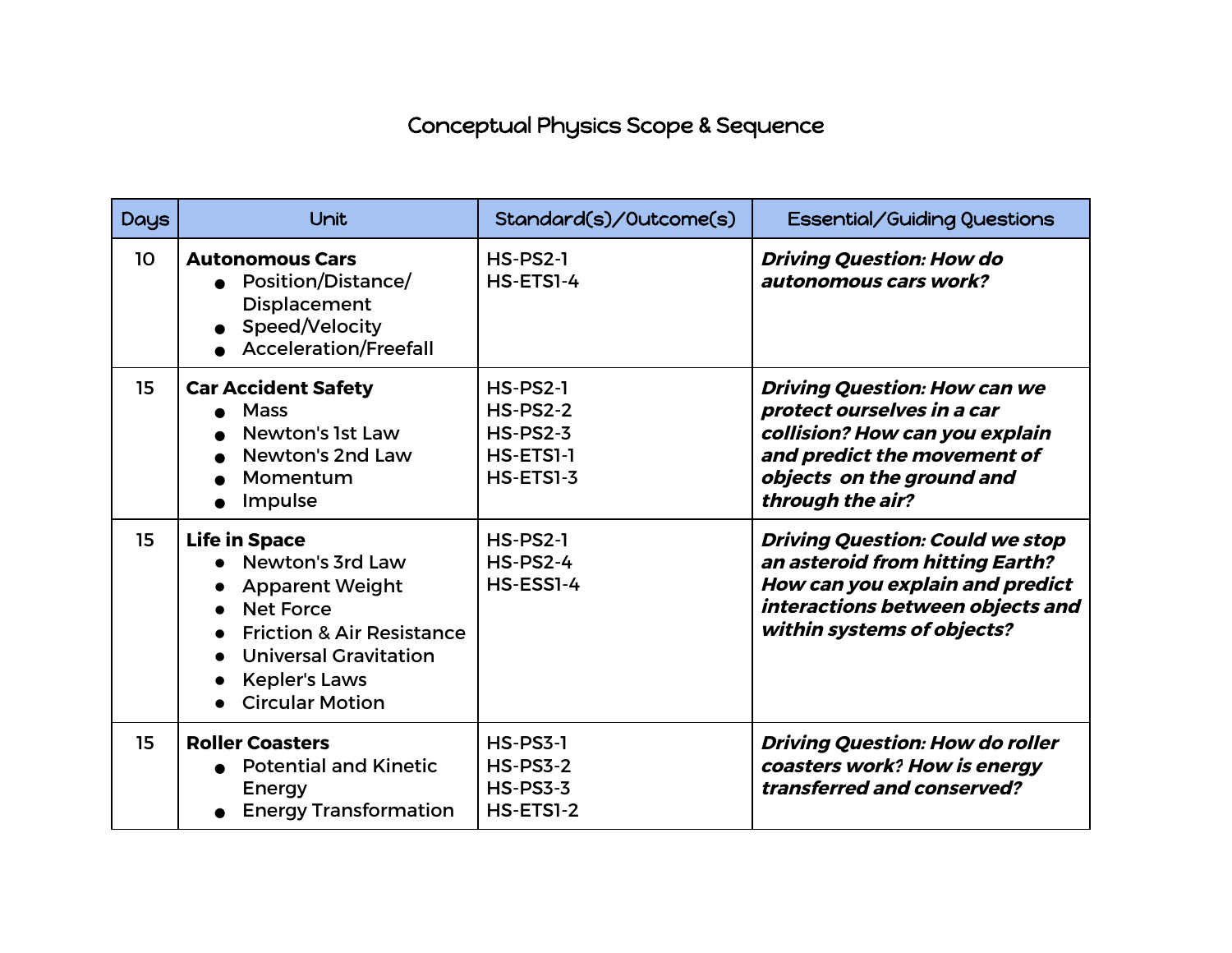# Conceptual Physics Scope & Sequence

| Days | Unit | Standard(s)/Outcome(s) | Essential/Guiding Questions |
|---|---|---|---|
| 10 | **Autonomous Cars**<br>● Position/Distance/ Displacement<br>● Speed/Velocity<br>● Acceleration/Freefall | HS-PS2-1<br>HS-ETS1-4 | ***Driving Question: How do autonomous cars work?*** |
| 15 | **Car Accident Safety**<br>● Mass<br>● Newton's 1st Law<br>● Newton's 2nd Law<br>● Momentum<br>● Impulse | HS-PS2-1<br>HS-PS2-2<br>HS-PS2-3<br>HS-ETS1-1<br>HS-ETS1-3 | ***Driving Question: How can we protect ourselves in a car collision? How can you explain and predict the movement of objects on the ground and through the air?*** |
| 15 | **Life in Space**<br>● Newton's 3rd Law<br>● Apparent Weight<br>● Net Force<br>● Friction & Air Resistance<br>● Universal Gravitation<br>● Kepler's Laws<br>● Circular Motion | HS-PS2-1<br>HS-PS2-4<br>HS-ESS1-4 | ***Driving Question: Could we stop an asteroid from hitting Earth? How can you explain and predict interactions between objects and within systems of objects?*** |
| 15 | **Roller Coasters**<br>● Potential and Kinetic Energy<br>● Energy Transformation | HS-PS3-1<br>HS-PS3-2<br>HS-PS3-3<br>HS-ETS1-2 | ***Driving Question: How do roller coasters work? How is energy transferred and conserved?*** |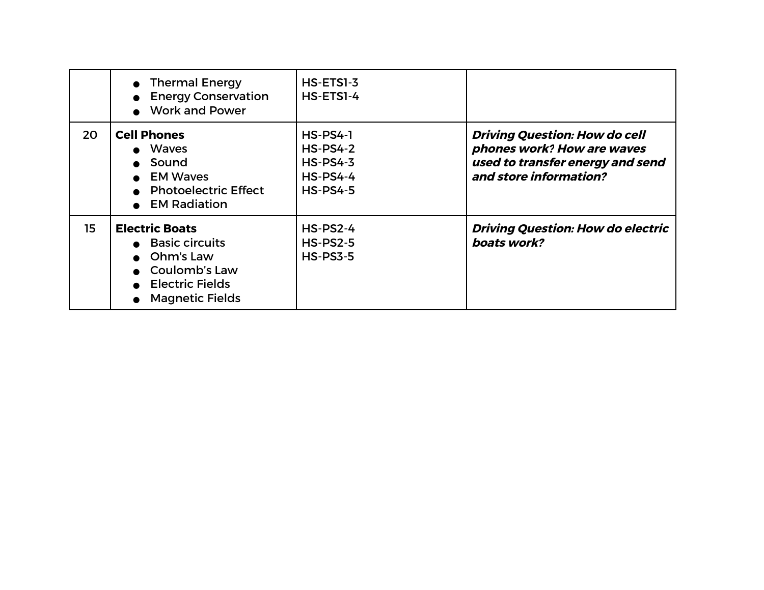| | | | |
|---|---|---|---|
| | • Thermal Energy<br>• Energy Conservation<br>• Work and Power | HS-ETS1-3<br>HS-ETS1-4 | |
| 20 | **Cell Phones**<br>• Waves<br>• Sound<br>• EM Waves<br>• Photoelectric Effect<br>• EM Radiation | HS-PS4-1<br>HS-PS4-2<br>HS-PS4-3<br>HS-PS4-4<br>HS-PS4-5 | ***Driving Question: How do cell phones work? How are waves used to transfer energy and send and store information?*** |
| 15 | **Electric Boats**<br>• Basic circuits<br>• Ohm's Law<br>• Coulomb's Law<br>• Electric Fields<br>• Magnetic Fields | HS-PS2-4<br>HS-PS2-5<br>HS-PS3-5 | ***Driving Question: How do electric boats work?*** |